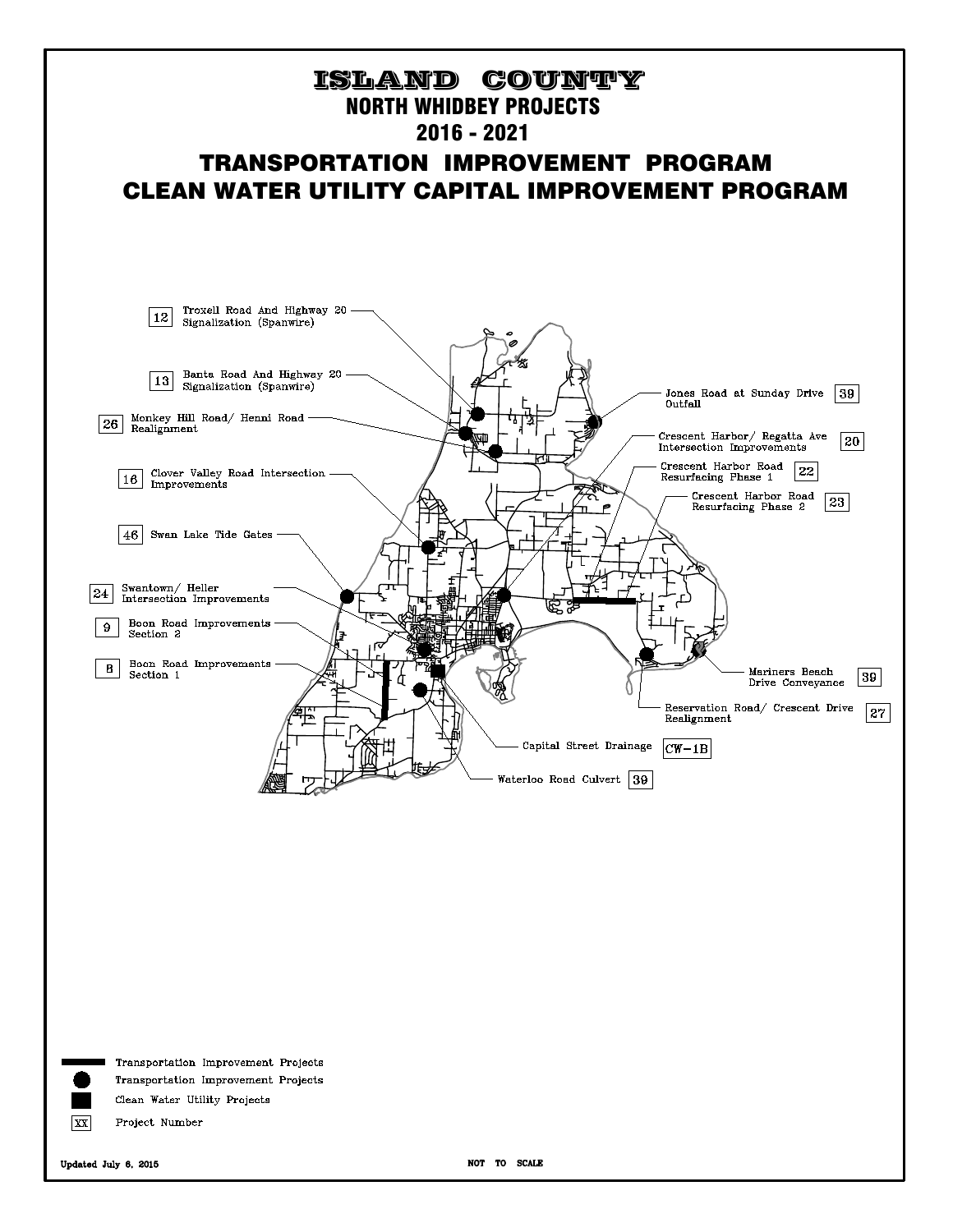# ISLAND COUNTY

## NORTH WHIDBEY PROJECTS

## 2016 - 2021

## TRANSPORTATION IMPROVEMENT PROGRAM

## CLEAN WATER UTILITY CAPITAL IMPROVEMENT PROGRAM

12 Troxell Road And Highway 20 Signalization (Spanwire)

13 Banta Road And Highway 20 Signalization (Spanwire)

26 Monkey Hill Road/ Henni Road Realignment

16 Clover Valley Road Intersection Improvements

46 Swan Lake Tide Gates

24 Swantown/ Heller Intersection Improvements

9 Boon Road Improvements Section 2

8 Boon Road Improvements Section 1

Jones Road at Sunday Drive Outfall 39

Crescent Harbor/ Regatta Ave Intersection Improvements 20

Crescent Harbor Road Resurfacing Phase 1 22

Crescent Harbor Road Resurfacing Phase 2 23

Mariners Beach Drive Conveyance 39

Reservation Road/ Crescent Drive Realignment 27

Capital Street Drainage CW-1B

Waterloo Road Culvert 39

Transportation Improvement Projects (line)

Transportation Improvement Projects (circle)

Clean Water Utility Projects (square)

XX Project Number

Updated July 6, 2015

NOT TO SCALE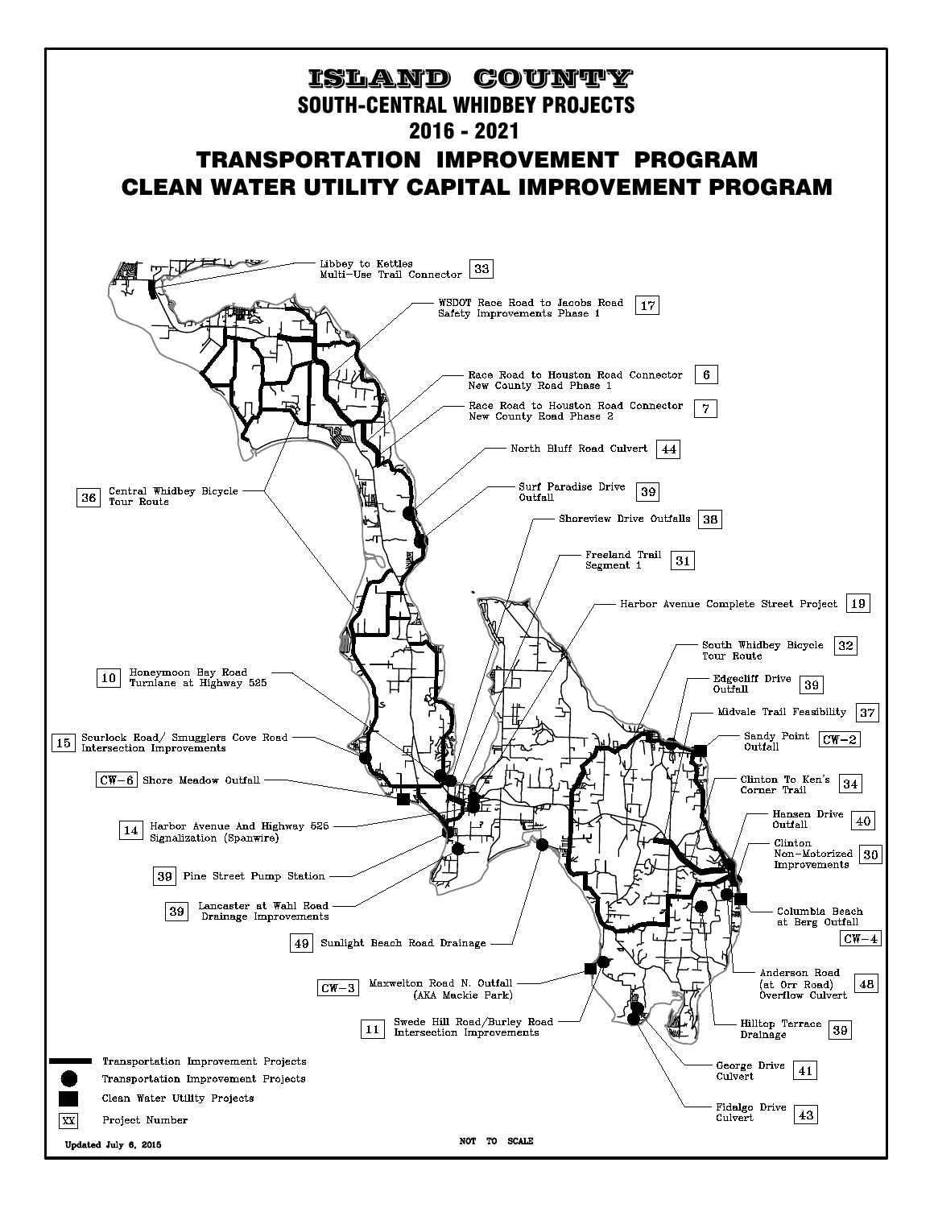# ISLAND COUNTY

## SOUTH-CENTRAL WHIDBEY PROJECTS

## 2016 - 2021

## TRANSPORTATION IMPROVEMENT PROGRAM

## CLEAN WATER UTILITY CAPITAL IMPROVEMENT PROGRAM

- Libbey to Kettles Multi-Use Trail Connector — 33
- WSDOT Race Road to Jacobs Road Safety Improvements Phase 1 — 17
- Race Road to Houston Road Connector New County Road Phase 1 — 6
- Race Road to Houston Road Connector New County Road Phase 2 — 7
- North Bluff Road Culvert — 44
- Surf Paradise Drive Outfall — 39
- Shoreview Drive Outfalls — 38
- Freeland Trail Segment 1 — 31
- Harbor Avenue Complete Street Project — 19
- South Whidbey Bicycle Tour Route — 32
- Edgecliff Drive Outfall — 39
- Midvale Trail Feasibility — 37
- Sandy Point Outfall — CW-2
- Clinton To Ken's Corner Trail — 34
- Hansen Drive Outfall — 40
- Clinton Non-Motorized Improvements — 30
- Columbia Beach at Berg Outfall — CW-4
- Anderson Road (at Orr Road) Overflow Culvert — 48
- Hilltop Terrace Drainage — 39
- George Drive Culvert — 41
- Fidalgo Drive Culvert — 43
- 36 — Central Whidbey Bicycle Tour Route
- 10 — Honeymoon Bay Road Turnlane at Highway 525
- 15 — Scurlock Road/ Smugglers Cove Road Intersection Improvements
- CW-6 — Shore Meadow Outfall
- 14 — Harbor Avenue And Highway 525 Signalization (Spanwire)
- 39 — Pine Street Pump Station
- 39 — Lancaster at Wahl Road Drainage Improvements
- 49 — Sunlight Beach Road Drainage
- CW-3 — Maxwelton Road N. Outfall (AKA Mackie Park)
- 11 — Swede Hill Road/Burley Road Intersection Improvements

**Legend:**

- Transportation Improvement Projects (line)
- Transportation Improvement Projects (circle)
- Clean Water Utility Projects (square)
- XX — Project Number

Updated July 6, 2015

NOT TO SCALE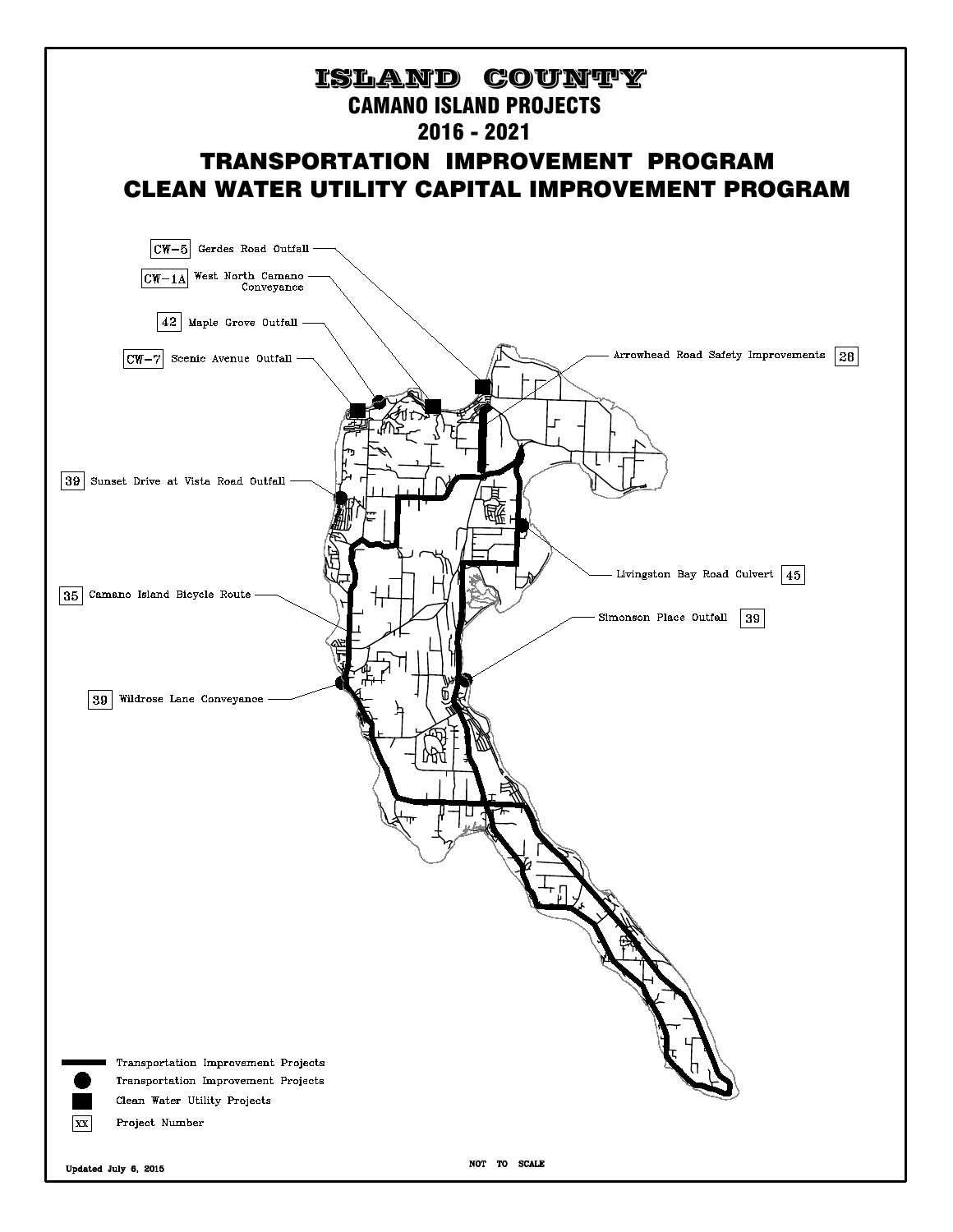# ISLAND COUNTY

## CAMANO ISLAND PROJECTS

## 2016 - 2021

## TRANSPORTATION IMPROVEMENT PROGRAM

## CLEAN WATER UTILITY CAPITAL IMPROVEMENT PROGRAM

CW-5 Gerdes Road Outfall

CW-1A West North Camano Conveyance

42 Maple Grove Outfall

CW-7 Scenic Avenue Outfall

Arrowhead Road Safety Improvements 26

39 Sunset Drive at Vista Road Outfall

Livingston Bay Road Culvert 45

35 Camano Island Bicycle Route

Simonson Place Outfall 39

39 Wildrose Lane Conveyance

- Transportation Improvement Projects (line)
- Transportation Improvement Projects (circle)
- Clean Water Utility Projects (square)
- XX Project Number

Updated July 6, 2015

NOT TO SCALE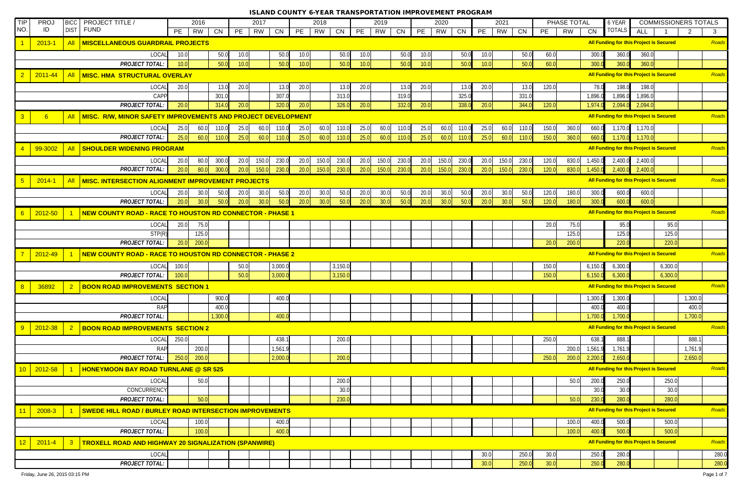# ISLAND COUNTY 6-YEAR TRANSPORTATION IMPROVEMENT PROGRAM

| TIP NO. | PROJ ID | BICC DIST | PROJECT TITLE / FUND | 2016 | | | 2017 | | | 2018 | | | 2019 | | | 2020 | | | 2021 | | | PHASE TOTAL | | | 6 YEAR TOTALS | COMMISSIONERS TOTALS | | | |
|---|---|---|---|---|---|---|---|---|---|---|---|---|---|---|---|---|---|---|---|---|---|---|---|---|---|---|---|---|---|
| | | | | PE | RW | CN | PE | RW | CN | PE | RW | CN | PE | RW | CN | PE | RW | CN | PE | RW | CN | PE | RW | CN | | ALL | 1 | 2 | 3 |
| 1 | 2013-1 | All | **MISCELLANEOUS GUARDRAIL PROJECTS** | | | | | | | | | | | | | | | | | | | | | | | All Funding for this Project is Secured | | | Roads |
| | | | LOCAL | 10.0 | | 50.0 | 10.0 | | 50.0 | 10.0 | | 50.0 | 10.0 | | 50.0 | 10.0 | | 50.0 | 10.0 | | 50.0 | 60.0 | | 300.0 | 360.0 | 360.0 | | | |
| | | | *PROJECT TOTAL:* | 10.0 | | 50.0 | 10.0 | | 50.0 | 10.0 | | 50.0 | 10.0 | | 50.0 | 10.0 | | 50.0 | 10.0 | | 50.0 | 60.0 | | 300.0 | 360.0 | 360.0 | | | |
| 2 | 2011-44 | All | **MISC. HMA STRUCTURAL OVERLAY** | | | | | | | | | | | | | | | | | | | | | | | All Funding for this Project is Secured | | | Roads |
| | | | LOCAL | 20.0 | | 13.0 | 20.0 | | 13.0 | 20.0 | | 13.0 | 20.0 | | 13.0 | 20.0 | | 13.0 | 20.0 | | 13.0 | 120.0 | | 78.0 | 198.0 | 198.0 | | | |
| | | | CAPP | | | 301.0 | | | 307.0 | | | 313.0 | | | 319.0 | | | 325.0 | | | 331.0 | | | 1,896.0 | 1,896.0 | 1,896.0 | | | |
| | | | *PROJECT TOTAL:* | 20.0 | | 314.0 | 20.0 | | 320.0 | 20.0 | | 326.0 | 20.0 | | 332.0 | 20.0 | | 338.0 | 20.0 | | 344.0 | 120.0 | | 1,974.0 | 2,094.0 | 2,094.0 | | | |
| 3 | 6 | All | **MISC. R/W, MINOR SAFETY IMPROVEMENTS AND PROJECT DEVELOPMENT** | | | | | | | | | | | | | | | | | | | | | | | All Funding for this Project is Secured | | | Roads |
| | | | LOCAL | 25.0 | 60.0 | 110.0 | 25.0 | 60.0 | 110.0 | 25.0 | 60.0 | 110.0 | 25.0 | 60.0 | 110.0 | 25.0 | 60.0 | 110.0 | 25.0 | 60.0 | 110.0 | 150.0 | 360.0 | 660.0 | 1,170.0 | 1,170.0 | | | |
| | | | *PROJECT TOTAL:* | 25.0 | 60.0 | 110.0 | 25.0 | 60.0 | 110.0 | 25.0 | 60.0 | 110.0 | 25.0 | 60.0 | 110.0 | 25.0 | 60.0 | 110.0 | 25.0 | 60.0 | 110.0 | 150.0 | 360.0 | 660.0 | 1,170.0 | 1,170.0 | | | |
| 4 | 99-3002 | All | **SHOULDER WIDENING PROGRAM** | | | | | | | | | | | | | | | | | | | | | | | All Funding for this Project is Secured | | | Roads |
| | | | LOCAL | 20.0 | 80.0 | 300.0 | 20.0 | 150.0 | 230.0 | 20.0 | 150.0 | 230.0 | 20.0 | 150.0 | 230.0 | 20.0 | 150.0 | 230.0 | 20.0 | 150.0 | 230.0 | 120.0 | 830.0 | 1,450.0 | 2,400.0 | 2,400.0 | | | |
| | | | *PROJECT TOTAL:* | 20.0 | 80.0 | 300.0 | 20.0 | 150.0 | 230.0 | 20.0 | 150.0 | 230.0 | 20.0 | 150.0 | 230.0 | 20.0 | 150.0 | 230.0 | 20.0 | 150.0 | 230.0 | 120.0 | 830.0 | 1,450.0 | 2,400.0 | 2,400.0 | | | |
| 5 | 2014-1 | All | **MISC. INTERSECTION ALIGNMENT IMPROVEMENT PROJECTS** | | | | | | | | | | | | | | | | | | | | | | | All Funding for this Project is Secured | | | Roads |
| | | | LOCAL | 20.0 | 30.0 | 50.0 | 20.0 | 30.0 | 50.0 | 20.0 | 30.0 | 50.0 | 20.0 | 30.0 | 50.0 | 20.0 | 30.0 | 50.0 | 20.0 | 30.0 | 50.0 | 120.0 | 180.0 | 300.0 | 600.0 | 600.0 | | | |
| | | | *PROJECT TOTAL:* | 20.0 | 30.0 | 50.0 | 20.0 | 30.0 | 50.0 | 20.0 | 30.0 | 50.0 | 20.0 | 30.0 | 50.0 | 20.0 | 30.0 | 50.0 | 20.0 | 30.0 | 50.0 | 120.0 | 180.0 | 300.0 | 600.0 | 600.0 | | | |
| 6 | 2012-50 | 1 | **NEW COUNTY ROAD - RACE TO HOUSTON RD CONNECTOR - PHASE 1** | | | | | | | | | | | | | | | | | | | | | | | All Funding for this Project is Secured | | | Roads |
| | | | LOCAL | 20.0 | 75.0 | | | | | | | | | | | | | | | | | 20.0 | 75.0 | | 95.0 | | 95.0 | | |
| | | | STP(R) | | 125.0 | | | | | | | | | | | | | | | | | | 125.0 | | 125.0 | | 125.0 | | |
| | | | *PROJECT TOTAL:* | 20.0 | 200.0 | | | | | | | | | | | | | | | | | 20.0 | 200.0 | | 220.0 | | 220.0 | | |
| 7 | 2012-49 | 1 | **NEW COUNTY ROAD - RACE TO HOUSTON RD CONNECTOR - PHASE 2** | | | | | | | | | | | | | | | | | | | | | | | All Funding for this Project is Secured | | | Roads |
| | | | LOCAL | 100.0 | | | 50.0 | | 3,000.0 | | | 3,150.0 | | | | | | | | | | 150.0 | | 6,150.0 | 6,300.0 | | 6,300.0 | | |
| | | | *PROJECT TOTAL:* | 100.0 | | | 50.0 | | 3,000.0 | | | 3,150.0 | | | | | | | | | | 150.0 | | 6,150.0 | 6,300.0 | | 6,300.0 | | |
| 8 | 36892 | 2 | **BOON ROAD IMPROVEMENTS SECTION 1** | | | | | | | | | | | | | | | | | | | | | | | All Funding for this Project is Secured | | | Roads |
| | | | LOCAL | | | 900.0 | | | 400.0 | | | | | | | | | | | | | | | 1,300.0 | 1,300.0 | | | 1,300.0 | |
| | | | RAP | | | 400.0 | | | | | | | | | | | | | | | | | | 400.0 | 400.0 | | | 400.0 | |
| | | | *PROJECT TOTAL:* | | | 1,300.0 | | | 400.0 | | | | | | | | | | | | | | | 1,700.0 | 1,700.0 | | | 1,700.0 | |
| 9 | 2012-38 | 2 | **BOON ROAD IMPROVEMENTS SECTION 2** | | | | | | | | | | | | | | | | | | | | | | | All Funding for this Project is Secured | | | Roads |
| | | | LOCAL | 250.0 | | | | | 438.1 | | | 200.0 | | | | | | | | | | 250.0 | | 638.1 | 888.1 | | | 888.1 | |
| | | | RAP | | 200.0 | | | | 1,561.9 | | | | | | | | | | | | | | 200.0 | 1,561.9 | 1,761.9 | | | 1,761.9 | |
| | | | *PROJECT TOTAL:* | 250.0 | 200.0 | | | | 2,000.0 | | | 200.0 | | | | | | | | | | 250.0 | 200.0 | 2,200.0 | 2,650.0 | | | 2,650.0 | |
| 10 | 2012-58 | 1 | **HONEYMOON BAY ROAD TURNLANE @ SR 525** | | | | | | | | | | | | | | | | | | | | | | | All Funding for this Project is Secured | | | Roads |
| | | | LOCAL | | 50.0 | | | | | | | 200.0 | | | | | | | | | | | 50.0 | 200.0 | 250.0 | | 250.0 | | |
| | | | CONCURRENCY | | | | | | | | | 30.0 | | | | | | | | | | | | 30.0 | 30.0 | | 30.0 | | |
| | | | *PROJECT TOTAL:* | | 50.0 | | | | | | | 230.0 | | | | | | | | | | | 50.0 | 230.0 | 280.0 | | 280.0 | | |
| 11 | 2008-3 | 1 | **SWEDE HILL ROAD / BURLEY ROAD INTERSECTION IMPROVEMENTS** | | | | | | | | | | | | | | | | | | | | | | | All Funding for this Project is Secured | | | Roads |
| | | | LOCAL | | 100.0 | | | | 400.0 | | | | | | | | | | | | | | 100.0 | 400.0 | 500.0 | | 500.0 | | |
| | | | *PROJECT TOTAL:* | | 100.0 | | | | 400.0 | | | | | | | | | | | | | | 100.0 | 400.0 | 500.0 | | 500.0 | | |
| 12 | 2011-4 | 3 | **TROXELL ROAD AND HIGHWAY 20 SIGNALIZATION (SPANWIRE)** | | | | | | | | | | | | | | | | | | | | | | | All Funding for this Project is Secured | | | Roads |
| | | | LOCAL | | | | | | | | | | | | | | | | 30.0 | | 250.0 | 30.0 | | 250.0 | 280.0 | | | | 280.0 |
| | | | *PROJECT TOTAL:* | | | | | | | | | | | | | | | | 30.0 | | 250.0 | 30.0 | | 250.0 | 280.0 | | | | 280.0 |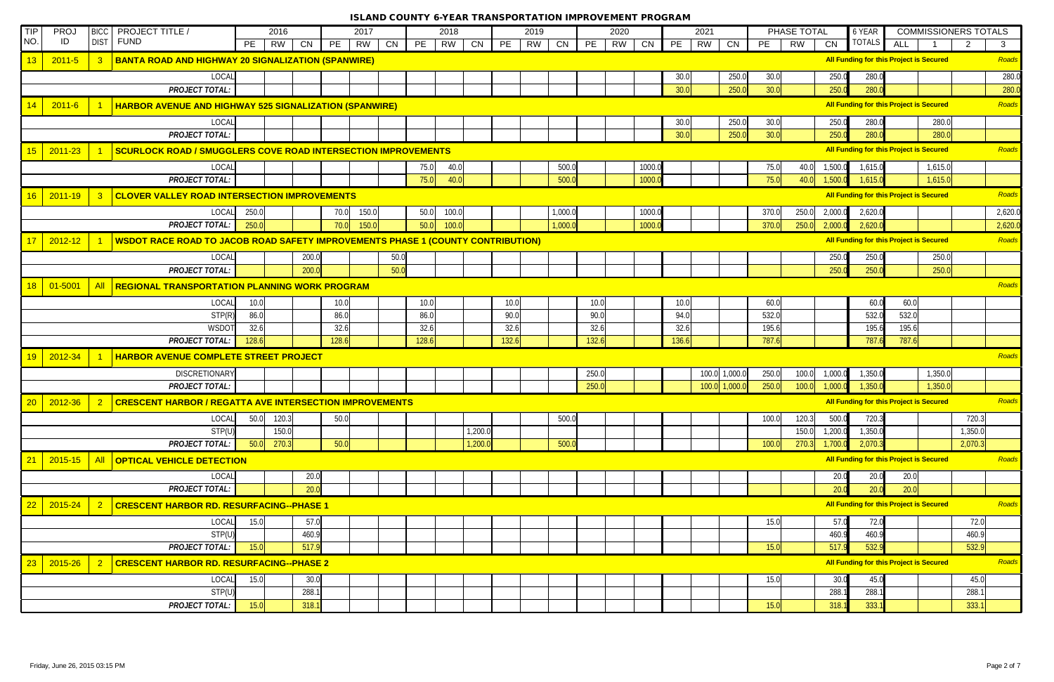# ISLAND COUNTY 6-YEAR TRANSPORTATION IMPROVEMENT PROGRAM

| TIP NO. | PROJ ID | BICC DIST | PROJECT TITLE / FUND | 2016 | | | 2017 | | | 2018 | | | 2019 | | | 2020 | | | 2021 | | | PHASE TOTAL | | | 6 YEAR TOTALS | COMMISSIONERS TOTALS | | | |
|---|---|---|---|---|---|---|---|---|---|---|---|---|---|---|---|---|---|---|---|---|---|---|---|---|---|---|---|---|---|
| | | | | PE | RW | CN | PE | RW | CN | PE | RW | CN | PE | RW | CN | PE | RW | CN | PE | RW | CN | PE | RW | CN | | ALL | 1 | 2 | 3 |
| 13 | 2011-5 | 3 | **BANTA ROAD AND HIGHWAY 20 SIGNALIZATION (SPANWIRE)** | | | | | | | | | | | | | | | | | | | | | | | All Funding for this Project is Secured | | | Roads |
| | | | LOCAL | | | | | | | | | | | | | | | | 30.0 | | 250.0 | 30.0 | | 250.0 | 280.0 | | | | 280.0 |
| | | | *PROJECT TOTAL:* | | | | | | | | | | | | | | | | 30.0 | | 250.0 | 30.0 | | 250.0 | 280.0 | | | | 280.0 |
| 14 | 2011-6 | 1 | **HARBOR AVENUE AND HIGHWAY 525 SIGNALIZATION (SPANWIRE)** | | | | | | | | | | | | | | | | | | | | | | | All Funding for this Project is Secured | | | Roads |
| | | | LOCAL | | | | | | | | | | | | | | | | 30.0 | | 250.0 | 30.0 | | 250.0 | 280.0 | | 280.0 | | |
| | | | *PROJECT TOTAL:* | | | | | | | | | | | | | | | | 30.0 | | 250.0 | 30.0 | | 250.0 | 280.0 | | 280.0 | | |
| 15 | 2011-23 | 1 | **SCURLOCK ROAD / SMUGGLERS COVE ROAD INTERSECTION IMPROVEMENTS** | | | | | | | | | | | | | | | | | | | | | | | All Funding for this Project is Secured | | | Roads |
| | | | LOCAL | | | | | | | 75.0 | 40.0 | | | | 500.0 | | | 1000.0 | | | | 75.0 | 40.0 | 1,500.0 | 1,615.0 | | 1,615.0 | | |
| | | | *PROJECT TOTAL:* | | | | | | | 75.0 | 40.0 | | | | 500.0 | | | 1000.0 | | | | 75.0 | 40.0 | 1,500.0 | 1,615.0 | | 1,615.0 | | |
| 16 | 2011-19 | 3 | **CLOVER VALLEY ROAD INTERSECTION IMPROVEMENTS** | | | | | | | | | | | | | | | | | | | | | | | All Funding for this Project is Secured | | | Roads |
| | | | LOCAL | 250.0 | | | 70.0 | 150.0 | | 50.0 | 100.0 | | | | 1,000.0 | | | 1000.0 | | | | 370.0 | 250.0 | 2,000.0 | 2,620.0 | | | | 2,620.0 |
| | | | *PROJECT TOTAL:* | 250.0 | | | 70.0 | 150.0 | | 50.0 | 100.0 | | | | 1,000.0 | | | 1000.0 | | | | 370.0 | 250.0 | 2,000.0 | 2,620.0 | | | | 2,620.0 |
| 17 | 2012-12 | 1 | **WSDOT RACE ROAD TO JACOB ROAD SAFETY IMPROVEMENTS PHASE 1 (COUNTY CONTRIBUTION)** | | | | | | | | | | | | | | | | | | | | | | | All Funding for this Project is Secured | | | Roads |
| | | | LOCAL | | | 200.0 | | | 50.0 | | | | | | | | | | | | | | | 250.0 | 250.0 | | 250.0 | | |
| | | | *PROJECT TOTAL:* | | | 200.0 | | | 50.0 | | | | | | | | | | | | | | | 250.0 | 250.0 | | 250.0 | | |
| 18 | 01-5001 | All | **REGIONAL TRANSPORTATION PLANNING WORK PROGRAM** | | | | | | | | | | | | | | | | | | | | | | | | | | Roads |
| | | | LOCAL | 10.0 | | | 10.0 | | | 10.0 | | | 10.0 | | | 10.0 | | | 10.0 | | | 60.0 | | | 60.0 | 60.0 | | | |
| | | | STP(R) | 86.0 | | | 86.0 | | | 86.0 | | | 90.0 | | | 90.0 | | | 94.0 | | | 532.0 | | | 532.0 | 532.0 | | | |
| | | | WSDOT | 32.6 | | | 32.6 | | | 32.6 | | | 32.6 | | | 32.6 | | | 32.6 | | | 195.6 | | | 195.6 | 195.6 | | | |
| | | | *PROJECT TOTAL:* | 128.6 | | | 128.6 | | | 128.6 | | | 132.6 | | | 132.6 | | | 136.6 | | | 787.6 | | | 787.6 | 787.6 | | | |
| 19 | 2012-34 | 1 | **HARBOR AVENUE COMPLETE STREET PROJECT** | | | | | | | | | | | | | | | | | | | | | | | | | | Roads |
| | | | DISCRETIONARY | | | | | | | | | | | | | 250.0 | | | | 100.0 | 1,000.0 | 250.0 | 100.0 | 1,000.0 | 1,350.0 | | 1,350.0 | | |
| | | | *PROJECT TOTAL:* | | | | | | | | | | | | | 250.0 | | | | 100.0 | 1,000.0 | 250.0 | 100.0 | 1,000.0 | 1,350.0 | | 1,350.0 | | |
| 20 | 2012-36 | 2 | **CRESCENT HARBOR / REGATTA AVE INTERSECTION IMPROVEMENTS** | | | | | | | | | | | | | | | | | | | | | | | All Funding for this Project is Secured | | | Roads |
| | | | LOCAL | 50.0 | 120.3 | | 50.0 | | | | | | | | 500.0 | | | | | | | 100.0 | 120.3 | 500.0 | 720.3 | | | 720.3 | |
| | | | STP(U) | | 150.0 | | | | | | | 1,200.0 | | | | | | | | | | | 150.0 | 1,200.0 | 1,350.0 | | | 1,350.0 | |
| | | | *PROJECT TOTAL:* | 50.0 | 270.3 | | 50.0 | | | | | 1,200.0 | | | 500.0 | | | | | | | 100.0 | 270.3 | 1,700.0 | 2,070.3 | | | 2,070.3 | |
| 21 | 2015-15 | All | **OPTICAL VEHICLE DETECTION** | | | | | | | | | | | | | | | | | | | | | | | All Funding for this Project is Secured | | | Roads |
| | | | LOCAL | | | 20.0 | | | | | | | | | | | | | | | | | | 20.0 | 20.0 | 20.0 | | | |
| | | | *PROJECT TOTAL:* | | | 20.0 | | | | | | | | | | | | | | | | | | 20.0 | 20.0 | 20.0 | | | |
| 22 | 2015-24 | 2 | **CRESCENT HARBOR RD. RESURFACING--PHASE 1** | | | | | | | | | | | | | | | | | | | | | | | All Funding for this Project is Secured | | | Roads |
| | | | LOCAL | 15.0 | | 57.0 | | | | | | | | | | | | | | | | 15.0 | | 57.0 | 72.0 | | | 72.0 | |
| | | | STP(U) | | | 460.9 | | | | | | | | | | | | | | | | | | 460.9 | 460.9 | | | 460.9 | |
| | | | *PROJECT TOTAL:* | 15.0 | | 517.9 | | | | | | | | | | | | | | | | 15.0 | | 517.9 | 532.9 | | | 532.9 | |
| 23 | 2015-26 | 2 | **CRESCENT HARBOR RD. RESURFACING--PHASE 2** | | | | | | | | | | | | | | | | | | | | | | | All Funding for this Project is Secured | | | Roads |
| | | | LOCAL | 15.0 | | 30.0 | | | | | | | | | | | | | | | | 15.0 | | 30.0 | 45.0 | | | 45.0 | |
| | | | STP(U) | | | 288.1 | | | | | | | | | | | | | | | | | | 288.1 | 288.1 | | | 288.1 | |
| | | | *PROJECT TOTAL:* | 15.0 | | 318.1 | | | | | | | | | | | | | | | | 15.0 | | 318.1 | 333.1 | | | 333.1 | |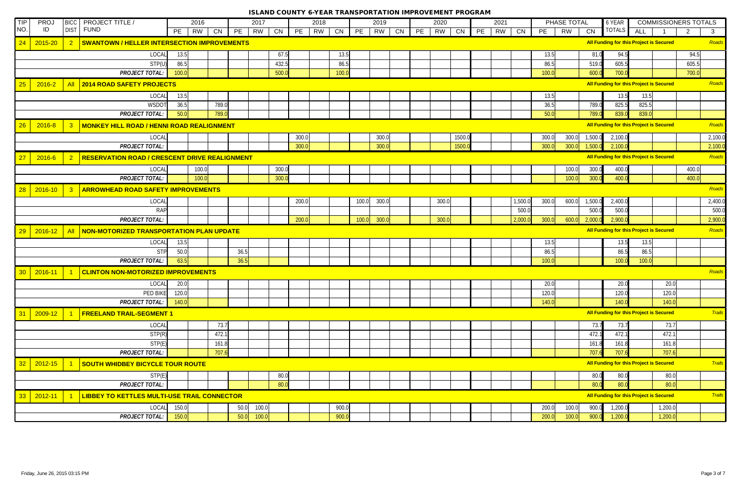# ISLAND COUNTY 6-YEAR TRANSPORTATION IMPROVEMENT PROGRAM

| TIP NO. | PROJ ID | BICC DIST | PROJECT TITLE / FUND | 2016 | | | 2017 | | | 2018 | | | 2019 | | | 2020 | | | 2021 | | | PHASE TOTAL | | | 6 YEAR TOTALS | COMMISSIONERS TOTALS | | | |
|---|---|---|---|---|---|---|---|---|---|---|---|---|---|---|---|---|---|---|---|---|---|---|---|---|---|---|---|---|---|
| | | | | PE | RW | CN | PE | RW | CN | PE | RW | CN | PE | RW | CN | PE | RW | CN | PE | RW | CN | PE | RW | CN | | ALL | 1 | 2 | 3 |
| 24 | 2015-20 | 2 | **SWANTOWN / HELLER INTERSECTION IMPROVEMENTS** | | | | | | | | | | | | | | | | | | | | | | All Funding for this Project is Secured | | | | Roads |
| | | | LOCAL | 13.5 | | | | | 67.5 | | | 13.5 | | | | | | | | | | 13.5 | | 81.0 | 94.5 | | | 94.5 | |
| | | | STP(U) | 86.5 | | | | | 432.5 | | | 86.5 | | | | | | | | | | 86.5 | | 519.0 | 605.5 | | | 605.5 | |
| | | | *PROJECT TOTAL:* | 100.0 | | | | | 500.0 | | | 100.0 | | | | | | | | | | 100.0 | | 600.0 | 700.0 | | | 700.0 | |
| 25 | 2016-2 | All | **2014 ROAD SAFETY PROJECTS** | | | | | | | | | | | | | | | | | | | | | | All Funding for this Project is Secured | | | | Roads |
| | | | LOCAL | 13.5 | | | | | | | | | | | | | | | | | | 13.5 | | | 13.5 | 13.5 | | | |
| | | | WSDOT | 36.5 | | 789.0 | | | | | | | | | | | | | | | | 36.5 | | 789.0 | 825.5 | 825.5 | | | |
| | | | *PROJECT TOTAL:* | 50.0 | | 789.0 | | | | | | | | | | | | | | | | 50.0 | | 789.0 | 839.0 | 839.0 | | | |
| 26 | 2016-8 | 3 | **MONKEY HILL ROAD / HENNI ROAD REALIGNMENT** | | | | | | | | | | | | | | | | | | | | | | All Funding for this Project is Secured | | | | Roads |
| | | | LOCAL | | | | | | | 300.0 | | | | 300.0 | | | | 1500.0 | | | | 300.0 | 300.0 | 1,500.0 | 2,100.0 | | | | 2,100.0 |
| | | | *PROJECT TOTAL:* | | | | | | | 300.0 | | | | 300.0 | | | | 1500.0 | | | | 300.0 | 300.0 | 1,500.0 | 2,100.0 | | | | 2,100.0 |
| 27 | 2016-6 | 2 | **RESERVATION ROAD / CRESCENT DRIVE REALIGNMENT** | | | | | | | | | | | | | | | | | | | | | | All Funding for this Project is Secured | | | | Roads |
| | | | LOCAL | | 100.0 | | | | 300.0 | | | | | | | | | | | | | | 100.0 | 300.0 | 400.0 | | | 400.0 | |
| | | | *PROJECT TOTAL:* | | 100.0 | | | | 300.0 | | | | | | | | | | | | | | 100.0 | 300.0 | 400.0 | | | 400.0 | |
| 28 | 2016-10 | 3 | **ARROWHEAD ROAD SAFETY IMPROVEMENTS** | | | | | | | | | | | | | | | | | | | | | | | | | | Roads |
| | | | LOCAL | | | | | | | 200.0 | | | 100.0 | 300.0 | | | 300.0 | | | | 1,500.0 | 300.0 | 600.0 | 1,500.0 | 2,400.0 | | | | 2,400.0 |
| | | | RAP | | | | | | | | | | | | | | | | | | 500.0 | | | 500.0 | 500.0 | | | | 500.0 |
| | | | *PROJECT TOTAL:* | | | | | | | 200.0 | | | 100.0 | 300.0 | | | 300.0 | | | | 2,000.0 | 300.0 | 600.0 | 2,000.0 | 2,900.0 | | | | 2,900.0 |
| 29 | 2016-12 | All | **NON-MOTORIZED TRANSPORTATION PLAN UPDATE** | | | | | | | | | | | | | | | | | | | | | | All Funding for this Project is Secured | | | | Roads |
| | | | LOCAL | 13.5 | | | | | | | | | | | | | | | | | | 13.5 | | | 13.5 | 13.5 | | | |
| | | | STP | 50.0 | | | 36.5 | | | | | | | | | | | | | | | 86.5 | | | 86.5 | 86.5 | | | |
| | | | *PROJECT TOTAL:* | 63.5 | | | 36.5 | | | | | | | | | | | | | | | 100.0 | | | 100.0 | 100.0 | | | |
| 30 | 2016-11 | 1 | **CLINTON NON-MOTORIZED IMPROVEMENTS** | | | | | | | | | | | | | | | | | | | | | | | | | | Roads |
| | | | LOCAL | 20.0 | | | | | | | | | | | | | | | | | | 20.0 | | | 20.0 | | 20.0 | | |
| | | | PED BIKE | 120.0 | | | | | | | | | | | | | | | | | | 120.0 | | | 120.0 | | 120.0 | | |
| | | | *PROJECT TOTAL:* | 140.0 | | | | | | | | | | | | | | | | | | 140.0 | | | 140.0 | | 140.0 | | |
| 31 | 2009-12 | 1 | **FREELAND TRAIL-SEGMENT 1** | | | | | | | | | | | | | | | | | | | | | | All Funding for this Project is Secured | | | | Trails |
| | | | LOCAL | | | 73.7 | | | | | | | | | | | | | | | | | | 73.7 | 73.7 | | 73.7 | | |
| | | | STP(R) | | | 472.1 | | | | | | | | | | | | | | | | | | 472.1 | 472.1 | | 472.1 | | |
| | | | STP(E) | | | 161.8 | | | | | | | | | | | | | | | | | | 161.8 | 161.8 | | 161.8 | | |
| | | | *PROJECT TOTAL:* | | | 707.6 | | | | | | | | | | | | | | | | | | 707.6 | 707.6 | | 707.6 | | |
| 32 | 2012-15 | 1 | **SOUTH WHIDBEY BICYCLE TOUR ROUTE** | | | | | | | | | | | | | | | | | | | | | | All Funding for this Project is Secured | | | | Trails |
| | | | STP(E) | | | | | | 80.0 | | | | | | | | | | | | | | | 80.0 | 80.0 | | 80.0 | | |
| | | | *PROJECT TOTAL:* | | | | | | 80.0 | | | | | | | | | | | | | | | 80.0 | 80.0 | | 80.0 | | |
| 33 | 2012-11 | 1 | **LIBBEY TO KETTLES MULTI-USE TRAIL CONNECTOR** | | | | | | | | | | | | | | | | | | | | | | All Funding for this Project is Secured | | | | Trails |
| | | | LOCAL | 150.0 | | | 50.0 | 100.0 | | | | 900.0 | | | | | | | | | | 200.0 | 100.0 | 900.0 | 1,200.0 | | 1,200.0 | | |
| | | | *PROJECT TOTAL:* | 150.0 | | | 50.0 | 100.0 | | | | 900.0 | | | | | | | | | | 200.0 | 100.0 | 900.0 | 1,200.0 | | 1,200.0 | | |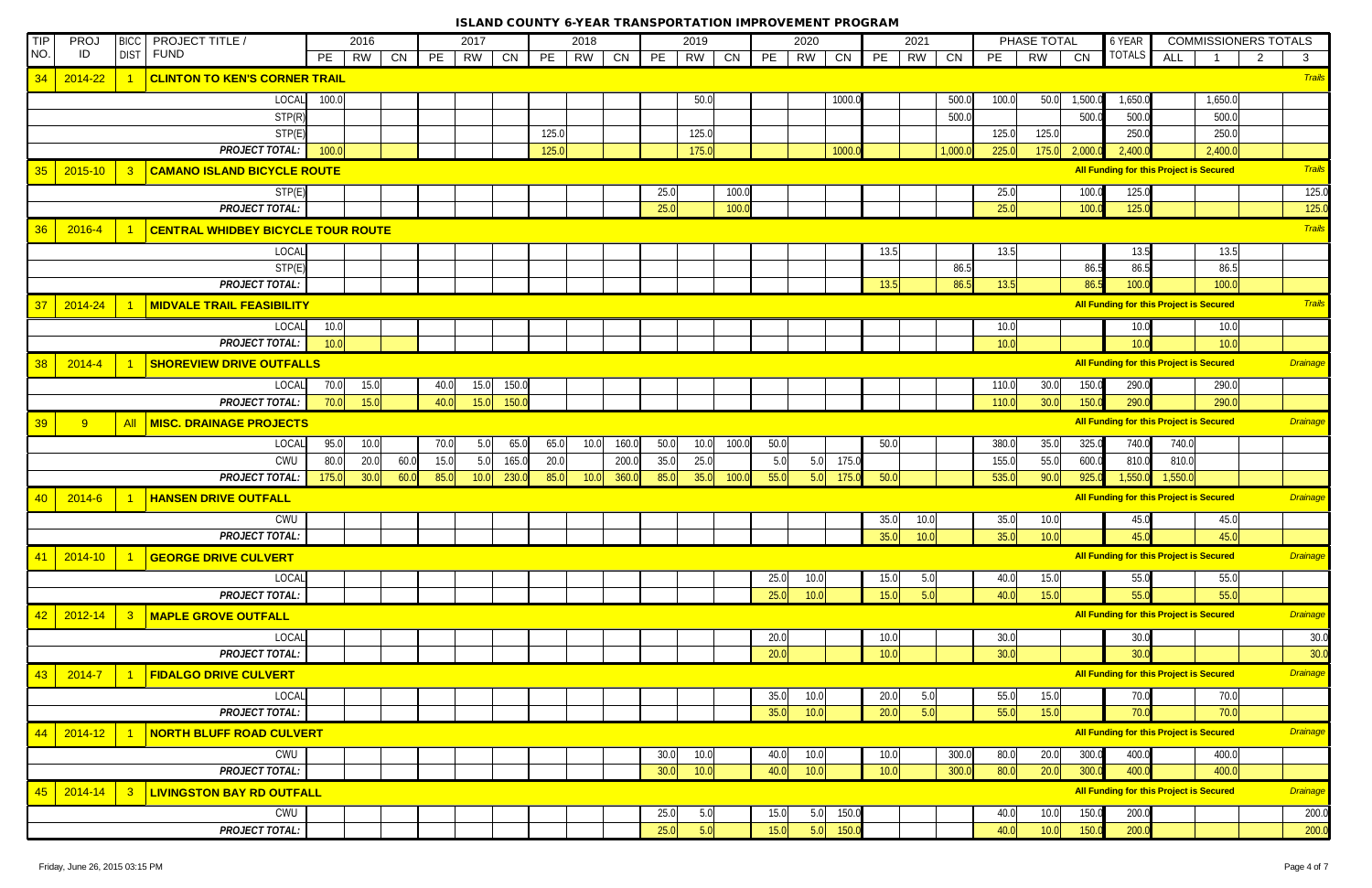# ISLAND COUNTY 6-YEAR TRANSPORTATION IMPROVEMENT PROGRAM

| TIP NO. | PROJ ID | BICC DIST | PROJECT TITLE / FUND | 2016 | | | 2017 | | | 2018 | | | 2019 | | | 2020 | | | 2021 | | | PHASE TOTAL | | | 6 YEAR TOTALS | COMMISSIONERS TOTALS | | | |
|---|---|---|---|---|---|---|---|---|---|---|---|---|---|---|---|---|---|---|---|---|---|---|---|---|---|---|---|---|---|
| | | | | PE | RW | CN | PE | RW | CN | PE | RW | CN | PE | RW | CN | PE | RW | CN | PE | RW | CN | PE | RW | CN | | ALL | 1 | 2 | 3 |
| 34 | 2014-22 | 1 | **CLINTON TO KEN'S CORNER TRAIL** | | | | | | | | | | | | | | | | | | | | | | | | | | *Trails* |
| | | | LOCAL | 100.0 | | | | | | | | | | 50.0 | | | | 1000.0 | | | 500.0 | 100.0 | 50.0 | 1,500.0 | 1,650.0 | | 1,650.0 | | |
| | | | STP(R) | | | | | | | | | | | | | | | | | | 500.0 | | | 500.0 | 500.0 | | 500.0 | | |
| | | | STP(E) | | | | | | | 125.0 | | | | 125.0 | | | | | | | | 125.0 | 125.0 | | 250.0 | | 250.0 | | |
| | | | *PROJECT TOTAL:* | 100.0 | | | | | | 125.0 | | | | 175.0 | | | | 1000.0 | | | 1,000.0 | 225.0 | 175.0 | 2,000.0 | 2,400.0 | | 2,400.0 | | |
| 35 | 2015-10 | 3 | **CAMANO ISLAND BICYCLE ROUTE** | | | | | | | | | | | | | | | | | | | | | | All Funding for this Project is Secured | | | | *Trails* |
| | | | STP(E) | | | | | | | | | | 25.0 | | 100.0 | | | | | | | 25.0 | | 100.0 | 125.0 | | | | 125.0 |
| | | | *PROJECT TOTAL:* | | | | | | | | | | 25.0 | | 100.0 | | | | | | | 25.0 | | 100.0 | 125.0 | | | | 125.0 |
| 36 | 2016-4 | 1 | **CENTRAL WHIDBEY BICYCLE TOUR ROUTE** | | | | | | | | | | | | | | | | | | | | | | | | | | *Trails* |
| | | | LOCAL | | | | | | | | | | | | | | | | 13.5 | | | 13.5 | | | 13.5 | | 13.5 | | |
| | | | STP(E) | | | | | | | | | | | | | | | | | | 86.5 | | | 86.5 | 86.5 | | 86.5 | | |
| | | | *PROJECT TOTAL:* | | | | | | | | | | | | | | | | 13.5 | | 86.5 | 13.5 | | 86.5 | 100.0 | | 100.0 | | |
| 37 | 2014-24 | 1 | **MIDVALE TRAIL FEASIBILITY** | | | | | | | | | | | | | | | | | | | | | | All Funding for this Project is Secured | | | | *Trails* |
| | | | LOCAL | 10.0 | | | | | | | | | | | | | | | | | | 10.0 | | | 10.0 | | 10.0 | | |
| | | | *PROJECT TOTAL:* | 10.0 | | | | | | | | | | | | | | | | | | 10.0 | | | 10.0 | | 10.0 | | |
| 38 | 2014-4 | 1 | **SHOREVIEW DRIVE OUTFALLS** | | | | | | | | | | | | | | | | | | | | | | All Funding for this Project is Secured | | | | *Drainage* |
| | | | LOCAL | 70.0 | 15.0 | | 40.0 | 15.0 | 150.0 | | | | | | | | | | | | | 110.0 | 30.0 | 150.0 | 290.0 | | 290.0 | | |
| | | | *PROJECT TOTAL:* | 70.0 | 15.0 | | 40.0 | 15.0 | 150.0 | | | | | | | | | | | | | 110.0 | 30.0 | 150.0 | 290.0 | | 290.0 | | |
| 39 | 9 | All | **MISC. DRAINAGE PROJECTS** | | | | | | | | | | | | | | | | | | | | | | All Funding for this Project is Secured | | | | *Drainage* |
| | | | LOCAL | 95.0 | 10.0 | | 70.0 | 5.0 | 65.0 | 65.0 | 10.0 | 160.0 | 50.0 | 10.0 | 100.0 | 50.0 | | | 50.0 | | | 380.0 | 35.0 | 325.0 | 740.0 | 740.0 | | | |
| | | | CWU | 80.0 | 20.0 | 60.0 | 15.0 | 5.0 | 165.0 | 20.0 | | 200.0 | 35.0 | 25.0 | | 5.0 | 5.0 | 175.0 | | | | 155.0 | 55.0 | 600.0 | 810.0 | 810.0 | | | |
| | | | *PROJECT TOTAL:* | 175.0 | 30.0 | 60.0 | 85.0 | 10.0 | 230.0 | 85.0 | 10.0 | 360.0 | 85.0 | 35.0 | 100.0 | 55.0 | 5.0 | 175.0 | 50.0 | | | 535.0 | 90.0 | 925.0 | 1,550.0 | 1,550.0 | | | |
| 40 | 2014-6 | 1 | **HANSEN DRIVE OUTFALL** | | | | | | | | | | | | | | | | | | | | | | All Funding for this Project is Secured | | | | *Drainage* |
| | | | CWU | | | | | | | | | | | | | | | | 35.0 | 10.0 | | 35.0 | 10.0 | | 45.0 | | 45.0 | | |
| | | | *PROJECT TOTAL:* | | | | | | | | | | | | | | | | 35.0 | 10.0 | | 35.0 | 10.0 | | 45.0 | | 45.0 | | |
| 41 | 2014-10 | 1 | **GEORGE DRIVE CULVERT** | | | | | | | | | | | | | | | | | | | | | | All Funding for this Project is Secured | | | | *Drainage* |
| | | | LOCAL | | | | | | | | | | | | | 25.0 | 10.0 | | 15.0 | 5.0 | | 40.0 | 15.0 | | 55.0 | | 55.0 | | |
| | | | *PROJECT TOTAL:* | | | | | | | | | | | | | 25.0 | 10.0 | | 15.0 | 5.0 | | 40.0 | 15.0 | | 55.0 | | 55.0 | | |
| 42 | 2012-14 | 3 | **MAPLE GROVE OUTFALL** | | | | | | | | | | | | | | | | | | | | | | All Funding for this Project is Secured | | | | *Drainage* |
| | | | LOCAL | | | | | | | | | | | | | 20.0 | | | 10.0 | | | 30.0 | | | 30.0 | | | | 30.0 |
| | | | *PROJECT TOTAL:* | | | | | | | | | | | | | 20.0 | | | 10.0 | | | 30.0 | | | 30.0 | | | | 30.0 |
| 43 | 2014-7 | 1 | **FIDALGO DRIVE CULVERT** | | | | | | | | | | | | | | | | | | | | | | All Funding for this Project is Secured | | | | *Drainage* |
| | | | LOCAL | | | | | | | | | | | | | 35.0 | 10.0 | | 20.0 | 5.0 | | 55.0 | 15.0 | | 70.0 | | 70.0 | | |
| | | | *PROJECT TOTAL:* | | | | | | | | | | | | | 35.0 | 10.0 | | 20.0 | 5.0 | | 55.0 | 15.0 | | 70.0 | | 70.0 | | |
| 44 | 2014-12 | 1 | **NORTH BLUFF ROAD CULVERT** | | | | | | | | | | | | | | | | | | | | | | All Funding for this Project is Secured | | | | *Drainage* |
| | | | CWU | | | | | | | | | | 30.0 | 10.0 | | 40.0 | 10.0 | | 10.0 | | 300.0 | 80.0 | 20.0 | 300.0 | 400.0 | | 400.0 | | |
| | | | *PROJECT TOTAL:* | | | | | | | | | | 30.0 | 10.0 | | 40.0 | 10.0 | | 10.0 | | 300.0 | 80.0 | 20.0 | 300.0 | 400.0 | | 400.0 | | |
| 45 | 2014-14 | 3 | **LIVINGSTON BAY RD OUTFALL** | | | | | | | | | | | | | | | | | | | | | | All Funding for this Project is Secured | | | | *Drainage* |
| | | | CWU | | | | | | | | | | 25.0 | 5.0 | | 15.0 | 5.0 | 150.0 | | | | 40.0 | 10.0 | 150.0 | 200.0 | | | | 200.0 |
| | | | *PROJECT TOTAL:* | | | | | | | | | | 25.0 | 5.0 | | 15.0 | 5.0 | 150.0 | | | | 40.0 | 10.0 | 150.0 | 200.0 | | | | 200.0 |

Friday, June 26, 2015 03:15 PM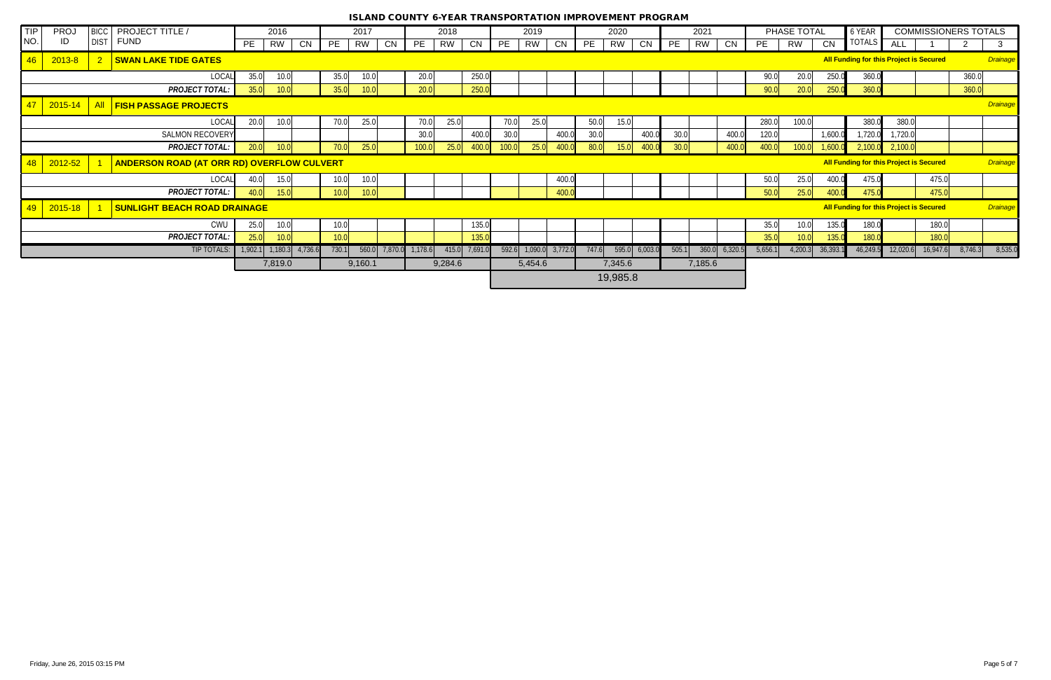# ISLAND COUNTY 6-YEAR TRANSPORTATION IMPROVEMENT PROGRAM

| TIP NO. | PROJ ID | BICC DIST | PROJECT TITLE / FUND | 2016 | | | 2017 | | | 2018 | | | 2019 | | | 2020 | | | 2021 | | | PHASE TOTAL | | | 6 YEAR TOTALS | COMMISSIONERS TOTALS | | | |
|---|---|---|---|---|---|---|---|---|---|---|---|---|---|---|---|---|---|---|---|---|---|---|---|---|---|---|---|---|---|
| | | | | PE | RW | CN | PE | RW | CN | PE | RW | CN | PE | RW | CN | PE | RW | CN | PE | RW | CN | PE | RW | CN | | ALL | 1 | 2 | 3 |
| 46 | 2013-8 | 2 | **SWAN LAKE TIDE GATES** | | | | | | | | | | | | | | | | | | | | | | All Funding for this Project is Secured | | | | *Drainage* |
| | | | LOCAL | 35.0 | 10.0 | | 35.0 | 10.0 | | 20.0 | | 250.0 | | | | | | | | | | 90.0 | 20.0 | 250.0 | 360.0 | | | 360.0 | |
| | | | ***PROJECT TOTAL:*** | 35.0 | 10.0 | | 35.0 | 10.0 | | 20.0 | | 250.0 | | | | | | | | | | 90.0 | 20.0 | 250.0 | 360.0 | | | 360.0 | |
| 47 | 2015-14 | All | **FISH PASSAGE PROJECTS** | | | | | | | | | | | | | | | | | | | | | | | | | | *Drainage* |
| | | | LOCAL | 20.0 | 10.0 | | 70.0 | 25.0 | | 70.0 | 25.0 | | 70.0 | 25.0 | | 50.0 | 15.0 | | | | | 280.0 | 100.0 | | 380.0 | 380.0 | | | |
| | | | SALMON RECOVERY | | | | | | | 30.0 | | 400.0 | 30.0 | | 400.0 | 30.0 | | 400.0 | 30.0 | | 400.0 | 120.0 | | 1,600.0 | 1,720.0 | 1,720.0 | | | |
| | | | ***PROJECT TOTAL:*** | 20.0 | 10.0 | | 70.0 | 25.0 | | 100.0 | 25.0 | 400.0 | 100.0 | 25.0 | 400.0 | 80.0 | 15.0 | 400.0 | 30.0 | | 400.0 | 400.0 | 100.0 | 1,600.0 | 2,100.0 | 2,100.0 | | | |
| 48 | 2012-52 | 1 | **ANDERSON ROAD (AT ORR RD) OVERFLOW CULVERT** | | | | | | | | | | | | | | | | | | | | | | All Funding for this Project is Secured | | | | *Drainage* |
| | | | LOCAL | 40.0 | 15.0 | | 10.0 | 10.0 | | | | | | | 400.0 | | | | | | | 50.0 | 25.0 | 400.0 | 475.0 | | 475.0 | | |
| | | | ***PROJECT TOTAL:*** | 40.0 | 15.0 | | 10.0 | 10.0 | | | | | | | 400.0 | | | | | | | 50.0 | 25.0 | 400.0 | 475.0 | | 475.0 | | |
| 49 | 2015-18 | 1 | **SUNLIGHT BEACH ROAD DRAINAGE** | | | | | | | | | | | | | | | | | | | | | | All Funding for this Project is Secured | | | | *Drainage* |
| | | | CWU | 25.0 | 10.0 | | 10.0 | | | | | 135.0 | | | | | | | | | | 35.0 | 10.0 | 135.0 | 180.0 | | 180.0 | | |
| | | | ***PROJECT TOTAL:*** | 25.0 | 10.0 | | 10.0 | | | | | 135.0 | | | | | | | | | | 35.0 | 10.0 | 135.0 | 180.0 | | 180.0 | | |
| | | | TIP TOTALS: | 1,902.1 | 1,180.3 | 4,736.6 | 730.1 | 560.0 | 7,870.0 | 1,178.6 | 415.0 | 7,691.0 | 592.6 | 1,090.0 | 3,772.0 | 747.6 | 595.0 | 6,003.0 | 505.1 | 360.0 | 6,320.5 | 5,656.1 | 4,200.3 | 36,393.1 | 46,249.5 | 12,020.6 | 16,947.6 | 8,746.3 | 8,535.0 |
| | | | | 7,819.0 | | | 9,160.1 | | | 9,284.6 | | | 5,454.6 | | | 7,345.6 | | | 7,185.6 | | | | | | | | | | |
| | | | | | | | | | | | | | 19,985.8 | | | | | | | | | | | | | | | | |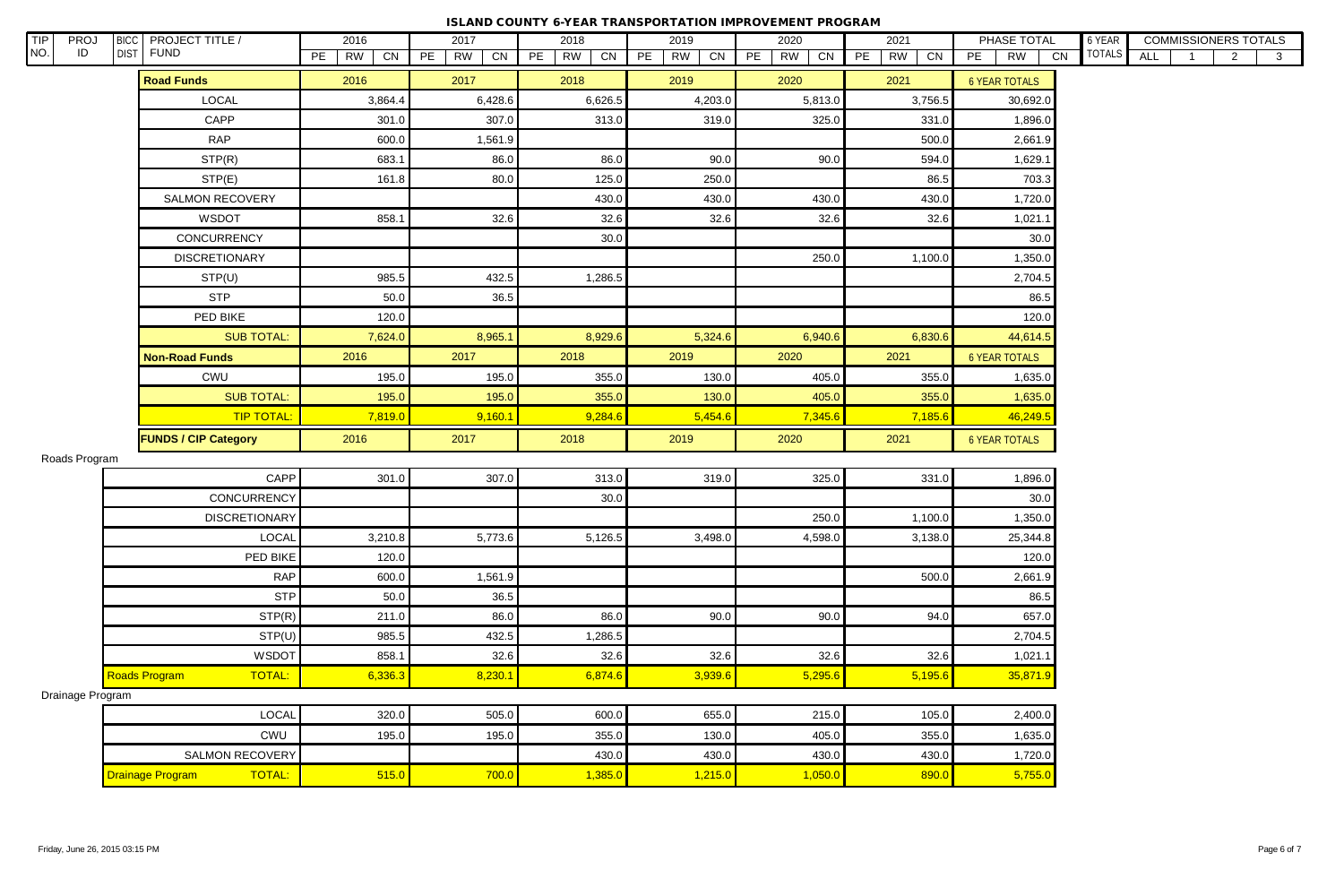# ISLAND COUNTY 6-YEAR TRANSPORTATION IMPROVEMENT PROGRAM

| TIP NO. | PROJ ID | BICC DIST | PROJECT TITLE / FUND | 2016 PE | 2016 RW | 2016 CN | 2017 PE | 2017 RW | 2017 CN | 2018 PE | 2018 RW | 2018 CN | 2019 PE | 2019 RW | 2019 CN | 2020 PE | 2020 RW | 2020 CN | 2021 PE | 2021 RW | 2021 CN | PHASE TOTAL PE | PHASE TOTAL RW | PHASE TOTAL CN | 6 YEAR TOTALS | COMMISSIONERS TOTALS ALL | 1 | 2 | 3 |
|---|---|---|---|---|---|---|---|---|---|---|---|---|---|---|---|---|---|---|---|---|---|---|---|---|---|---|---|---|---|

| Road Funds | 2016 | 2017 | 2018 | 2019 | 2020 | 2021 | 6 YEAR TOTALS |
|---|---|---|---|---|---|---|---|
| LOCAL | 3,864.4 | 6,428.6 | 6,626.5 | 4,203.0 | 5,813.0 | 3,756.5 | 30,692.0 |
| CAPP | 301.0 | 307.0 | 313.0 | 319.0 | 325.0 | 331.0 | 1,896.0 |
| RAP | 600.0 | 1,561.9 | | | | 500.0 | 2,661.9 |
| STP(R) | 683.1 | 86.0 | 86.0 | 90.0 | 90.0 | 594.0 | 1,629.1 |
| STP(E) | 161.8 | 80.0 | 125.0 | 250.0 | | 86.5 | 703.3 |
| SALMON RECOVERY | | | 430.0 | 430.0 | 430.0 | 430.0 | 1,720.0 |
| WSDOT | 858.1 | 32.6 | 32.6 | 32.6 | 32.6 | 32.6 | 1,021.1 |
| CONCURRENCY | | | 30.0 | | | | 30.0 |
| DISCRETIONARY | | | | | 250.0 | 1,100.0 | 1,350.0 |
| STP(U) | 985.5 | 432.5 | 1,286.5 | | | | 2,704.5 |
| STP | 50.0 | 36.5 | | | | | 86.5 |
| PED BIKE | 120.0 | | | | | | 120.0 |
| SUB TOTAL: | 7,624.0 | 8,965.1 | 8,929.6 | 5,324.6 | 6,940.6 | 6,830.6 | 44,614.5 |
| **Non-Road Funds** | 2016 | 2017 | 2018 | 2019 | 2020 | 2021 | 6 YEAR TOTALS |
| CWU | 195.0 | 195.0 | 355.0 | 130.0 | 405.0 | 355.0 | 1,635.0 |
| SUB TOTAL: | 195.0 | 195.0 | 355.0 | 130.0 | 405.0 | 355.0 | 1,635.0 |
| TIP TOTAL: | 7,819.0 | 9,160.1 | 9,284.6 | 5,454.6 | 7,345.6 | 7,185.6 | 46,249.5 |

| FUNDS / CIP Category | 2016 | 2017 | 2018 | 2019 | 2020 | 2021 | 6 YEAR TOTALS |
|---|---|---|---|---|---|---|---|
| **Roads Program** | | | | | | | |
| CAPP | 301.0 | 307.0 | 313.0 | 319.0 | 325.0 | 331.0 | 1,896.0 |
| CONCURRENCY | | | 30.0 | | | | 30.0 |
| DISCRETIONARY | | | | | 250.0 | 1,100.0 | 1,350.0 |
| LOCAL | 3,210.8 | 5,773.6 | 5,126.5 | 3,498.0 | 4,598.0 | 3,138.0 | 25,344.8 |
| PED BIKE | 120.0 | | | | | | 120.0 |
| RAP | 600.0 | 1,561.9 | | | | 500.0 | 2,661.9 |
| STP | 50.0 | 36.5 | | | | | 86.5 |
| STP(R) | 211.0 | 86.0 | 86.0 | 90.0 | 90.0 | 94.0 | 657.0 |
| STP(U) | 985.5 | 432.5 | 1,286.5 | | | | 2,704.5 |
| WSDOT | 858.1 | 32.6 | 32.6 | 32.6 | 32.6 | 32.6 | 1,021.1 |
| Roads Program TOTAL: | 6,336.3 | 8,230.1 | 6,874.6 | 3,939.6 | 5,295.6 | 5,195.6 | 35,871.9 |
| **Drainage Program** | | | | | | | |
| LOCAL | 320.0 | 505.0 | 600.0 | 655.0 | 215.0 | 105.0 | 2,400.0 |
| CWU | 195.0 | 195.0 | 355.0 | 130.0 | 405.0 | 355.0 | 1,635.0 |
| SALMON RECOVERY | | | 430.0 | 430.0 | 430.0 | 430.0 | 1,720.0 |
| Drainage Program TOTAL: | 515.0 | 700.0 | 1,385.0 | 1,215.0 | 1,050.0 | 890.0 | 5,755.0 |

Friday, June 26, 2015 03:15 PM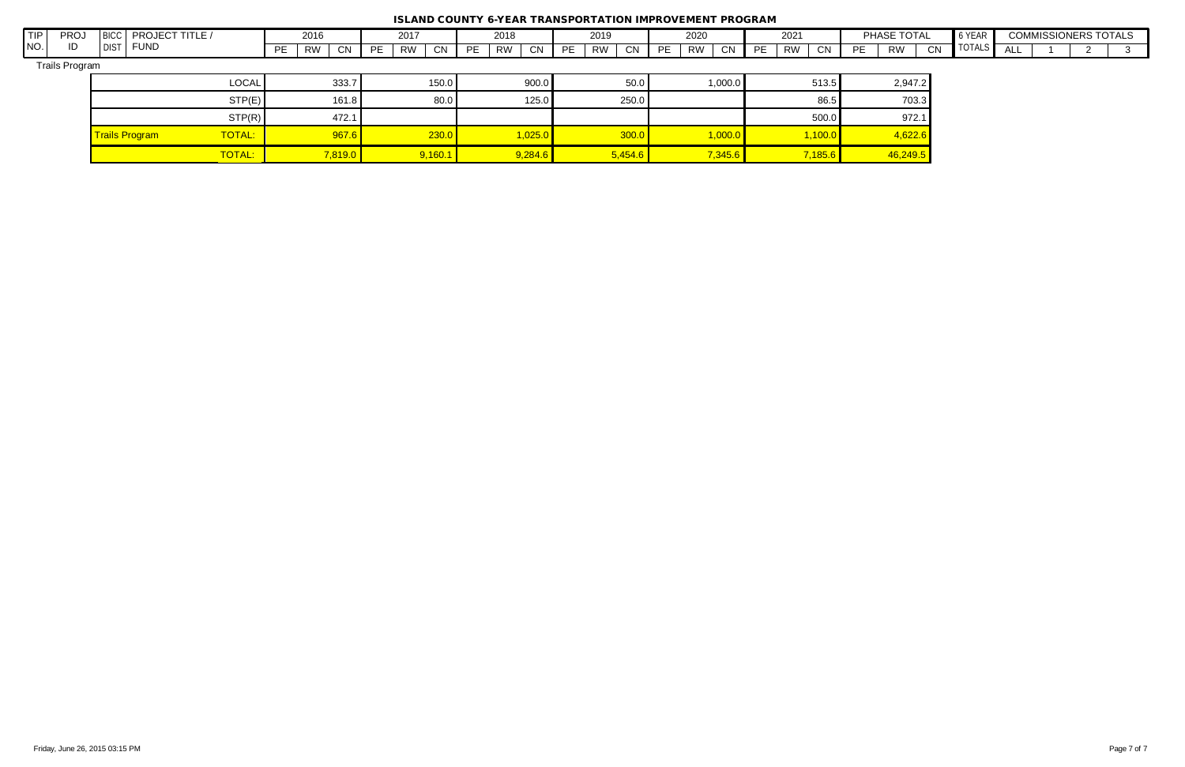# ISLAND COUNTY 6-YEAR TRANSPORTATION IMPROVEMENT PROGRAM

| TIP NO. | PROJ ID | BICC DIST | PROJECT TITLE / FUND | 2016 | | | 2017 | | | 2018 | | | 2019 | | | 2020 | | | 2021 | | | PHASE TOTAL | | | 6 YEAR TOTALS | COMMISSIONERS TOTALS | | | |
|---|---|---|---|---|---|---|---|---|---|---|---|---|---|---|---|---|---|---|---|---|---|---|---|---|---|---|---|---|---|
| | | | | PE | RW | CN | PE | RW | CN | PE | RW | CN | PE | RW | CN | PE | RW | CN | PE | RW | CN | PE | RW | CN | | ALL | 1 | 2 | 3 |
| Trails Program | | | | | | | | | | | | | | | | | | | | | | | | | | | | | |
| | | | LOCAL | | | 333.7 | | | 150.0 | | | 900.0 | | | 50.0 | | | 1,000.0 | | | 513.5 | | | 2,947.2 | | | | | |
| | | | STP(E) | | | 161.8 | | | 80.0 | | | 125.0 | | | 250.0 | | | | | | 86.5 | | | 703.3 | | | | | |
| | | | STP(R) | | | 472.1 | | | | | | | | | | | | | | | 500.0 | | | 972.1 | | | | | |
| | | | Trails Program TOTAL: | | | 967.6 | | | 230.0 | | | 1,025.0 | | | 300.0 | | | 1,000.0 | | | 1,100.0 | | | 4,622.6 | | | | | |
| | | | TOTAL: | | | 7,819.0 | | | 9,160.1 | | | 9,284.6 | | | 5,454.6 | | | 7,345.6 | | | 7,185.6 | | | 46,249.5 | | | | | |